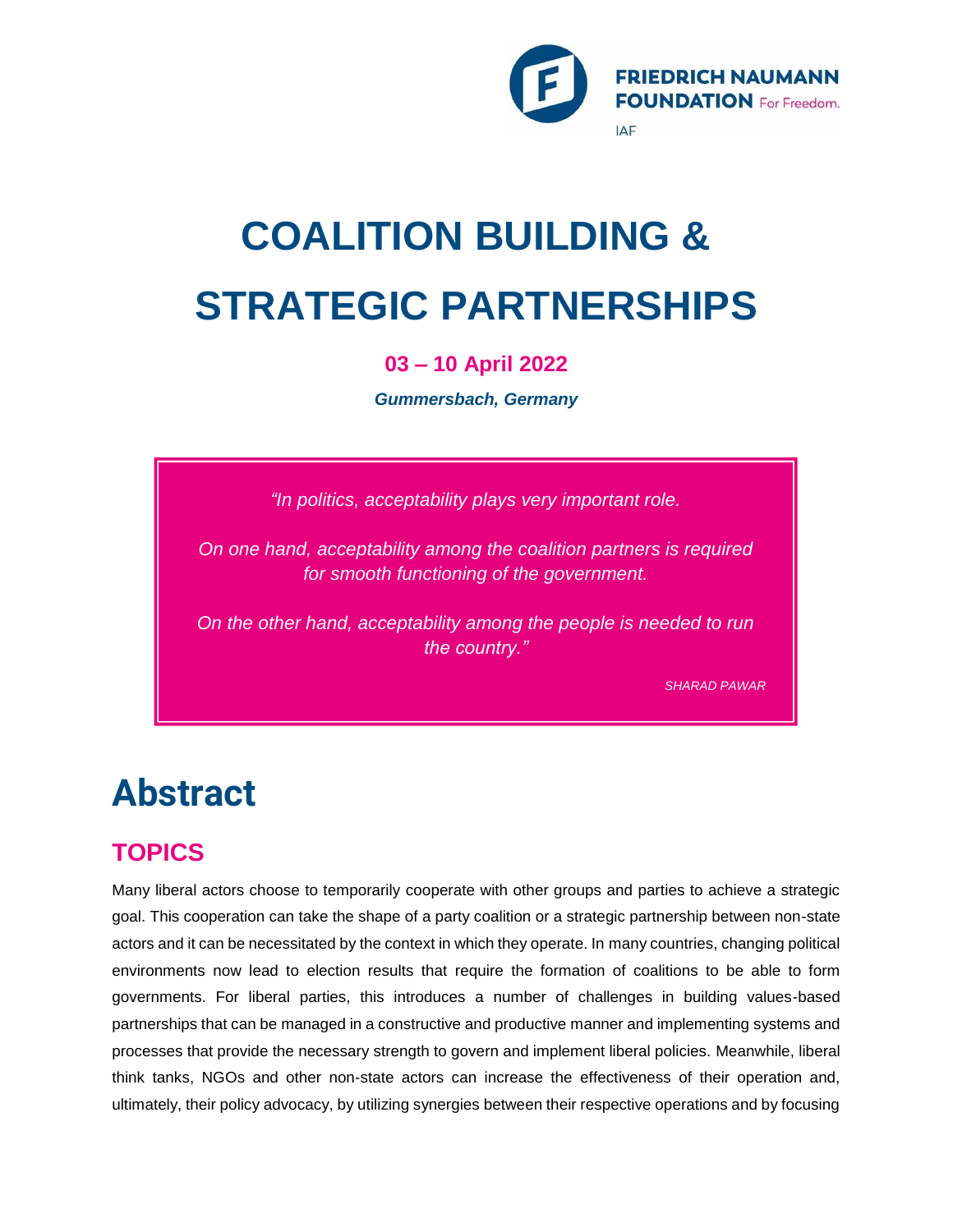FRIEDRICH NAUMANN FOUNDATION For Freedom.

IAF

# COALITION BUILDING & STRATEGIC PARTNERSHIPS

**03 – 10 April 2022**

***Gummersbach, Germany***

> *"In politics, acceptability plays very important role.*
>
> *On one hand, acceptability among the coalition partners is required for smooth functioning of the government.*
>
> *On the other hand, acceptability among the people is needed to run the country."*
>
> *SHARAD PAWAR*

# Abstract

## TOPICS

Many liberal actors choose to temporarily cooperate with other groups and parties to achieve a strategic goal. This cooperation can take the shape of a party coalition or a strategic partnership between non-state actors and it can be necessitated by the context in which they operate. In many countries, changing political environments now lead to election results that require the formation of coalitions to be able to form governments. For liberal parties, this introduces a number of challenges in building values-based partnerships that can be managed in a constructive and productive manner and implementing systems and processes that provide the necessary strength to govern and implement liberal policies. Meanwhile, liberal think tanks, NGOs and other non-state actors can increase the effectiveness of their operation and, ultimately, their policy advocacy, by utilizing synergies between their respective operations and by focusing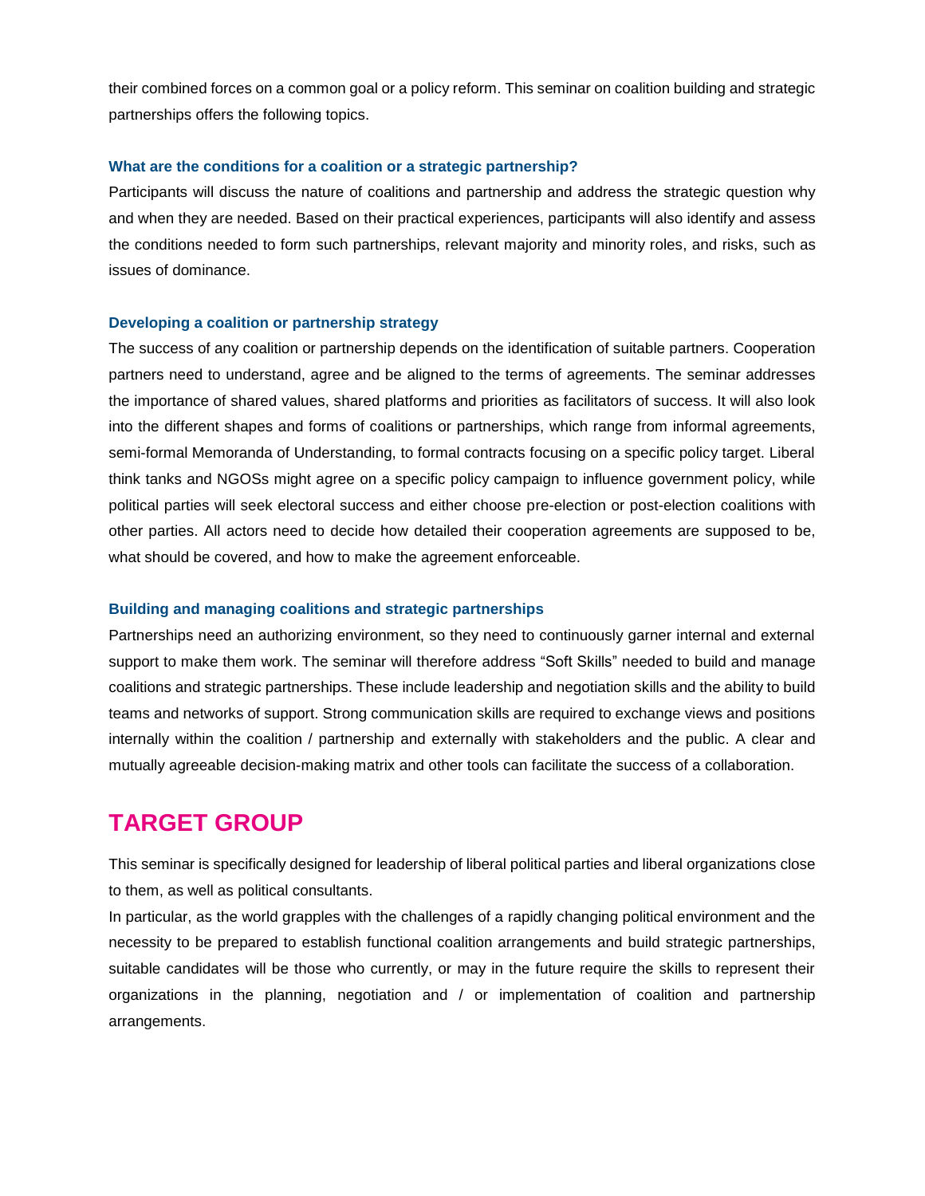their combined forces on a common goal or a policy reform. This seminar on coalition building and strategic partnerships offers the following topics.

### What are the conditions for a coalition or a strategic partnership?

Participants will discuss the nature of coalitions and partnership and address the strategic question why and when they are needed. Based on their practical experiences, participants will also identify and assess the conditions needed to form such partnerships, relevant majority and minority roles, and risks, such as issues of dominance.

### Developing a coalition or partnership strategy

The success of any coalition or partnership depends on the identification of suitable partners. Cooperation partners need to understand, agree and be aligned to the terms of agreements. The seminar addresses the importance of shared values, shared platforms and priorities as facilitators of success. It will also look into the different shapes and forms of coalitions or partnerships, which range from informal agreements, semi-formal Memoranda of Understanding, to formal contracts focusing on a specific policy target. Liberal think tanks and NGOSs might agree on a specific policy campaign to influence government policy, while political parties will seek electoral success and either choose pre-election or post-election coalitions with other parties. All actors need to decide how detailed their cooperation agreements are supposed to be, what should be covered, and how to make the agreement enforceable.

### Building and managing coalitions and strategic partnerships

Partnerships need an authorizing environment, so they need to continuously garner internal and external support to make them work. The seminar will therefore address "Soft Skills" needed to build and manage coalitions and strategic partnerships. These include leadership and negotiation skills and the ability to build teams and networks of support. Strong communication skills are required to exchange views and positions internally within the coalition / partnership and externally with stakeholders and the public. A clear and mutually agreeable decision-making matrix and other tools can facilitate the success of a collaboration.

## TARGET GROUP

This seminar is specifically designed for leadership of liberal political parties and liberal organizations close to them, as well as political consultants.

In particular, as the world grapples with the challenges of a rapidly changing political environment and the necessity to be prepared to establish functional coalition arrangements and build strategic partnerships, suitable candidates will be those who currently, or may in the future require the skills to represent their organizations in the planning, negotiation and / or implementation of coalition and partnership arrangements.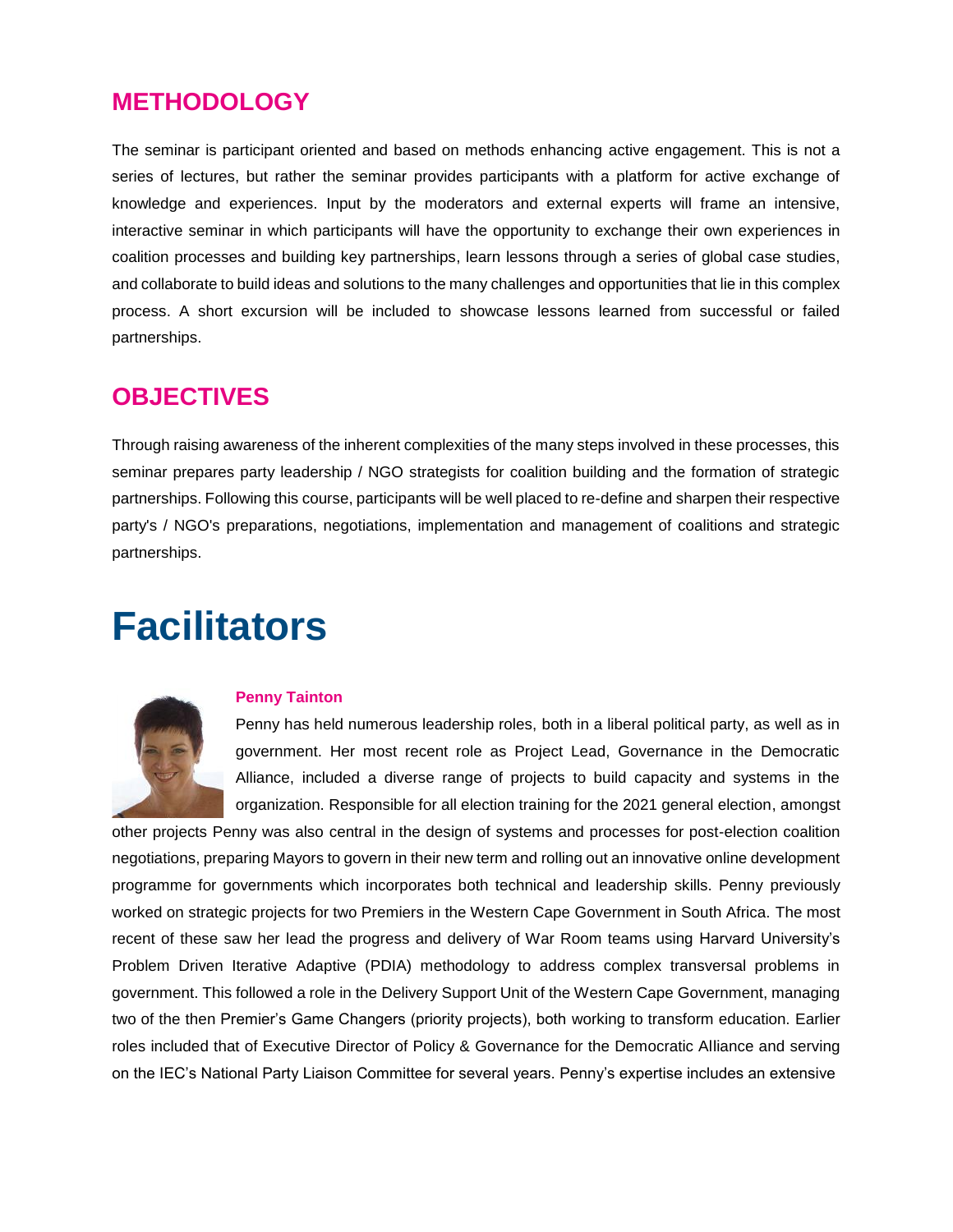## METHODOLOGY

The seminar is participant oriented and based on methods enhancing active engagement. This is not a series of lectures, but rather the seminar provides participants with a platform for active exchange of knowledge and experiences. Input by the moderators and external experts will frame an intensive, interactive seminar in which participants will have the opportunity to exchange their own experiences in coalition processes and building key partnerships, learn lessons through a series of global case studies, and collaborate to build ideas and solutions to the many challenges and opportunities that lie in this complex process. A short excursion will be included to showcase lessons learned from successful or failed partnerships.

## OBJECTIVES

Through raising awareness of the inherent complexities of the many steps involved in these processes, this seminar prepares party leadership / NGO strategists for coalition building and the formation of strategic partnerships. Following this course, participants will be well placed to re-define and sharpen their respective party's / NGO's preparations, negotiations, implementation and management of coalitions and strategic partnerships.

# Facilitators

**Penny Tainton**

Penny has held numerous leadership roles, both in a liberal political party, as well as in government. Her most recent role as Project Lead, Governance in the Democratic Alliance, included a diverse range of projects to build capacity and systems in the organization. Responsible for all election training for the 2021 general election, amongst other projects Penny was also central in the design of systems and processes for post-election coalition negotiations, preparing Mayors to govern in their new term and rolling out an innovative online development programme for governments which incorporates both technical and leadership skills. Penny previously worked on strategic projects for two Premiers in the Western Cape Government in South Africa. The most recent of these saw her lead the progress and delivery of War Room teams using Harvard University's Problem Driven Iterative Adaptive (PDIA) methodology to address complex transversal problems in government. This followed a role in the Delivery Support Unit of the Western Cape Government, managing two of the then Premier's Game Changers (priority projects), both working to transform education. Earlier roles included that of Executive Director of Policy & Governance for the Democratic Alliance and serving on the IEC's National Party Liaison Committee for several years. Penny's expertise includes an extensive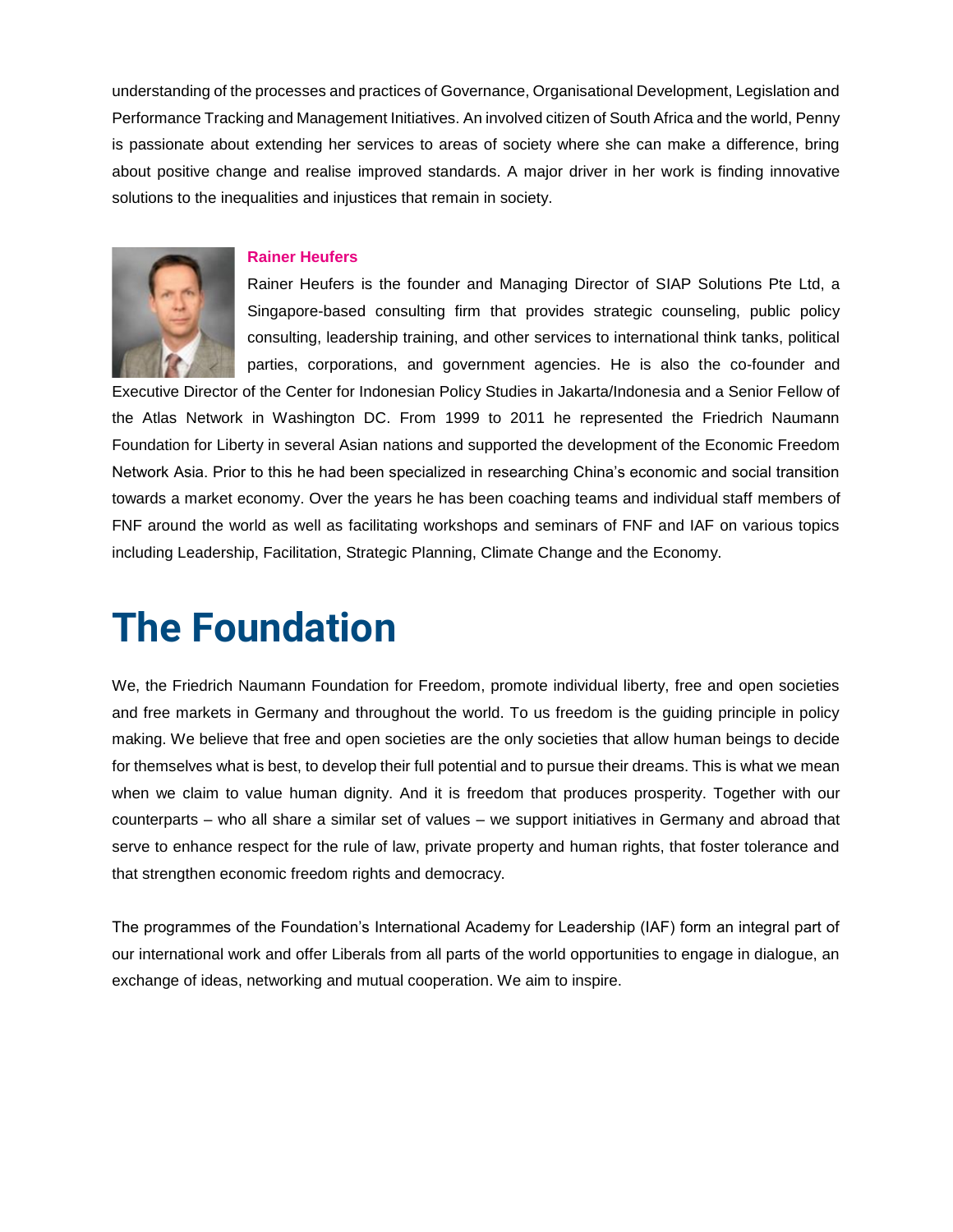understanding of the processes and practices of Governance, Organisational Development, Legislation and Performance Tracking and Management Initiatives. An involved citizen of South Africa and the world, Penny is passionate about extending her services to areas of society where she can make a difference, bring about positive change and realise improved standards. A major driver in her work is finding innovative solutions to the inequalities and injustices that remain in society.

**Rainer Heufers**

Rainer Heufers is the founder and Managing Director of SIAP Solutions Pte Ltd, a Singapore-based consulting firm that provides strategic counseling, public policy consulting, leadership training, and other services to international think tanks, political parties, corporations, and government agencies. He is also the co-founder and Executive Director of the Center for Indonesian Policy Studies in Jakarta/Indonesia and a Senior Fellow of the Atlas Network in Washington DC. From 1999 to 2011 he represented the Friedrich Naumann Foundation for Liberty in several Asian nations and supported the development of the Economic Freedom Network Asia. Prior to this he had been specialized in researching China's economic and social transition towards a market economy. Over the years he has been coaching teams and individual staff members of FNF around the world as well as facilitating workshops and seminars of FNF and IAF on various topics including Leadership, Facilitation, Strategic Planning, Climate Change and the Economy.

# The Foundation

We, the Friedrich Naumann Foundation for Freedom, promote individual liberty, free and open societies and free markets in Germany and throughout the world. To us freedom is the guiding principle in policy making. We believe that free and open societies are the only societies that allow human beings to decide for themselves what is best, to develop their full potential and to pursue their dreams. This is what we mean when we claim to value human dignity. And it is freedom that produces prosperity. Together with our counterparts – who all share a similar set of values – we support initiatives in Germany and abroad that serve to enhance respect for the rule of law, private property and human rights, that foster tolerance and that strengthen economic freedom rights and democracy.

The programmes of the Foundation's International Academy for Leadership (IAF) form an integral part of our international work and offer Liberals from all parts of the world opportunities to engage in dialogue, an exchange of ideas, networking and mutual cooperation. We aim to inspire.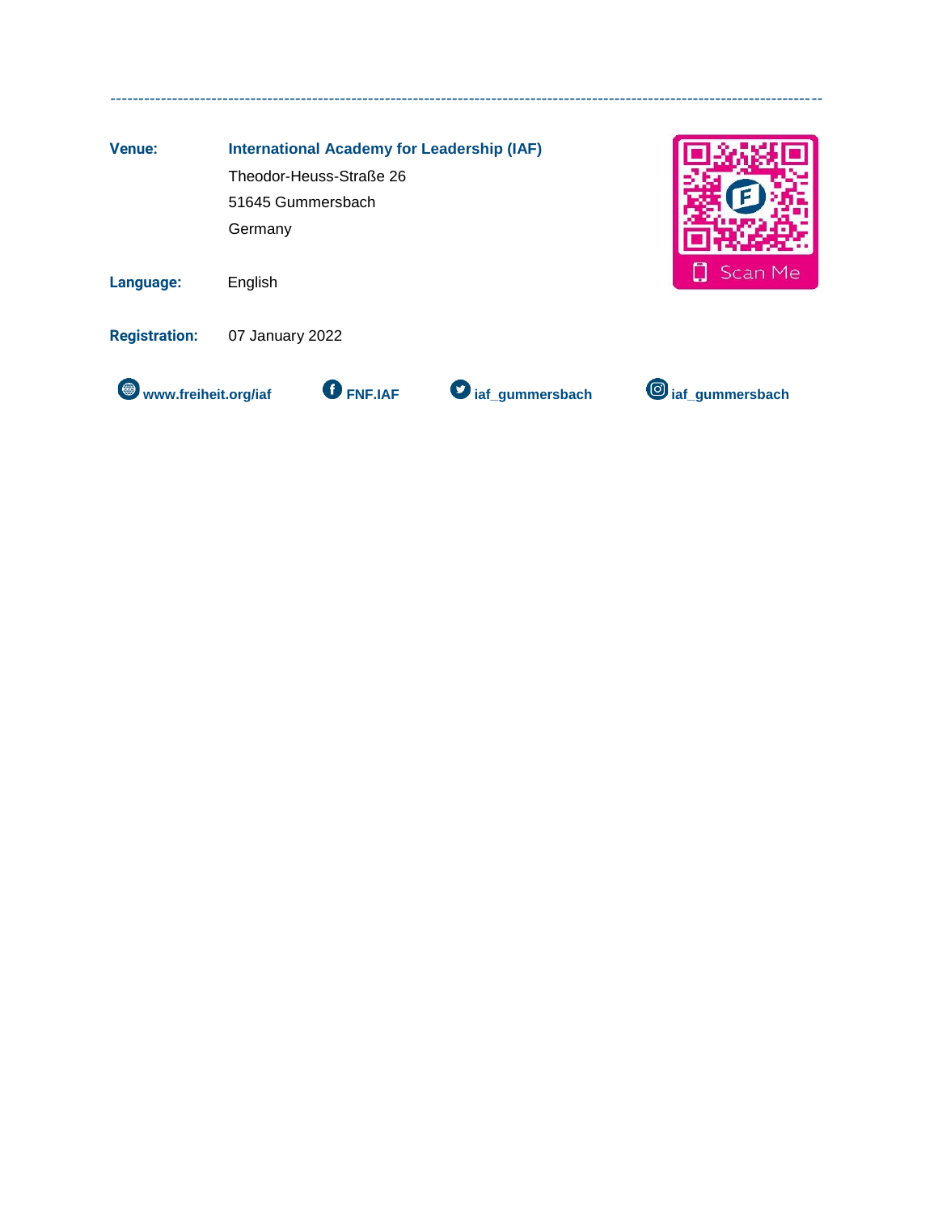---

| | |
|---|---|
| **Venue:** | **International Academy for Leadership (IAF)**<br>Theodor-Heuss-Straße 26<br>51645 Gummersbach<br>Germany |
| **Language:** | English |
| **Registration:** | 07 January 2022 |

Scan Me

**www.freiheit.org/iaf** **FNF.IAF** **iaf_gummersbach** **iaf_gummersbach**